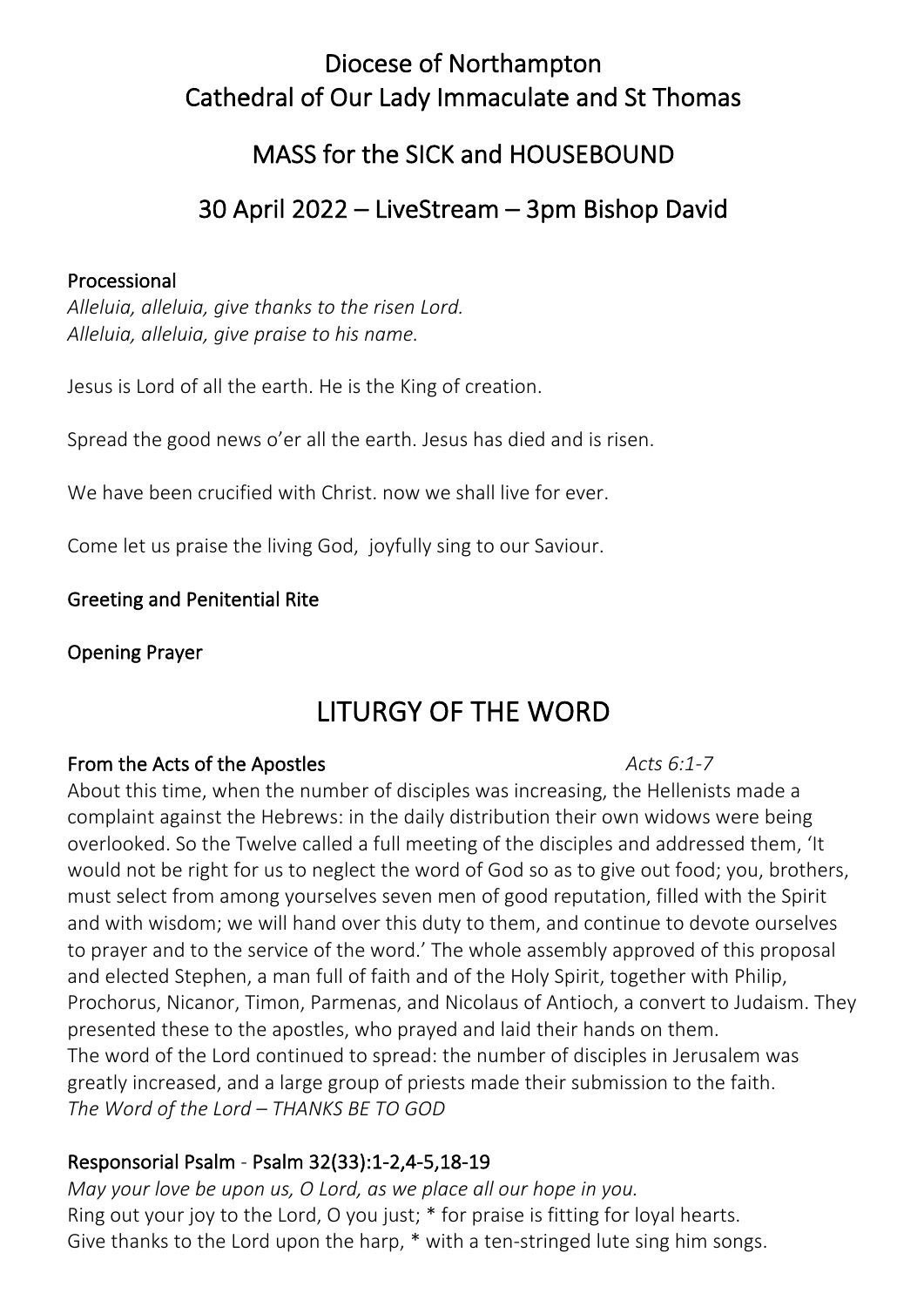# Diocese of Northampton
# Cathedral of Our Lady Immaculate and St Thomas

## MASS for the SICK and HOUSEBOUND

## 30 April 2022 – LiveStream – 3pm Bishop David

### Processional

*Alleluia, alleluia, give thanks to the risen Lord.*
*Alleluia, alleluia, give praise to his name.*

Jesus is Lord of all the earth. He is the King of creation.

Spread the good news o'er all the earth. Jesus has died and is risen.

We have been crucified with Christ. now we shall live for ever.

Come let us praise the living God, joyfully sing to our Saviour.

### Greeting and Penitential Rite

### Opening Prayer

## LITURGY OF THE WORD

### From the Acts of the Apostles *Acts 6:1-7*

About this time, when the number of disciples was increasing, the Hellenists made a complaint against the Hebrews: in the daily distribution their own widows were being overlooked. So the Twelve called a full meeting of the disciples and addressed them, 'It would not be right for us to neglect the word of God so as to give out food; you, brothers, must select from among yourselves seven men of good reputation, filled with the Spirit and with wisdom; we will hand over this duty to them, and continue to devote ourselves to prayer and to the service of the word.' The whole assembly approved of this proposal and elected Stephen, a man full of faith and of the Holy Spirit, together with Philip, Prochorus, Nicanor, Timon, Parmenas, and Nicolaus of Antioch, a convert to Judaism. They presented these to the apostles, who prayed and laid their hands on them.
The word of the Lord continued to spread: the number of disciples in Jerusalem was greatly increased, and a large group of priests made their submission to the faith.
*The Word of the Lord – THANKS BE TO GOD*

### Responsorial Psalm - Psalm 32(33):1-2,4-5,18-19

*May your love be upon us, O Lord, as we place all our hope in you.*
Ring out your joy to the Lord, O you just; * for praise is fitting for loyal hearts.
Give thanks to the Lord upon the harp, * with a ten-stringed lute sing him songs.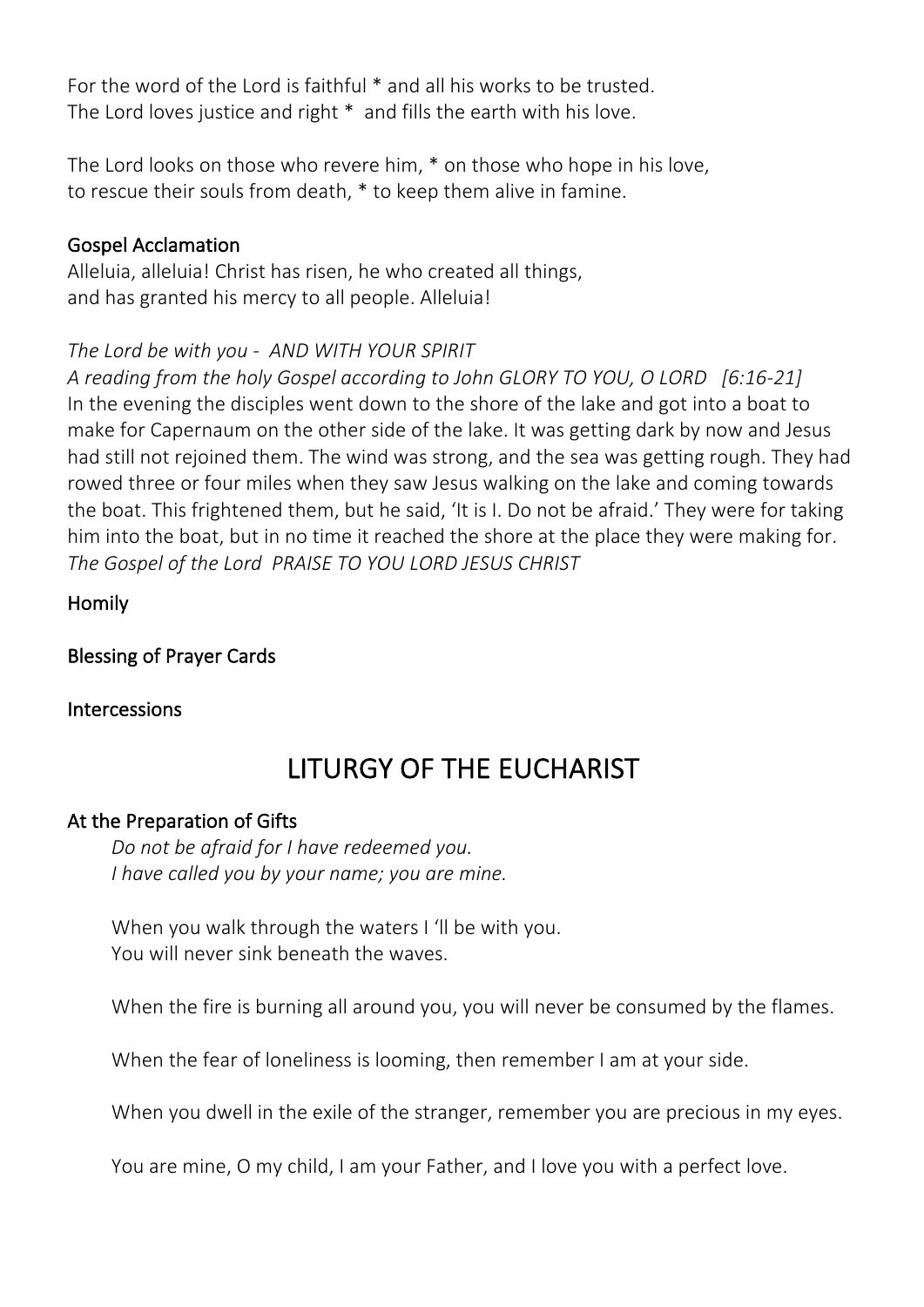For the word of the Lord is faithful * and all his works to be trusted.
The Lord loves justice and right *  and fills the earth with his love.

The Lord looks on those who revere him, * on those who hope in his love,
to rescue their souls from death, * to keep them alive in famine.

### Gospel Acclamation

Alleluia, alleluia! Christ has risen, he who created all things,
and has granted his mercy to all people. Alleluia!

*The Lord be with you -  AND WITH YOUR SPIRIT*

*A reading from the holy Gospel according to John GLORY TO YOU, O LORD   [6:16-21]*
In the evening the disciples went down to the shore of the lake and got into a boat to make for Capernaum on the other side of the lake. It was getting dark by now and Jesus had still not rejoined them. The wind was strong, and the sea was getting rough. They had rowed three or four miles when they saw Jesus walking on the lake and coming towards the boat. This frightened them, but he said, 'It is I. Do not be afraid.' They were for taking him into the boat, but in no time it reached the shore at the place they were making for.
*The Gospel of the Lord  PRAISE TO YOU LORD JESUS CHRIST*

### Homily

### Blessing of Prayer Cards

### Intercessions

## LITURGY OF THE EUCHARIST

### At the Preparation of Gifts

*Do not be afraid for I have redeemed you.*
*I have called you by your name; you are mine.*

When you walk through the waters I 'll be with you.
You will never sink beneath the waves.

When the fire is burning all around you, you will never be consumed by the flames.

When the fear of loneliness is looming, then remember I am at your side.

When you dwell in the exile of the stranger, remember you are precious in my eyes.

You are mine, O my child, I am your Father, and I love you with a perfect love.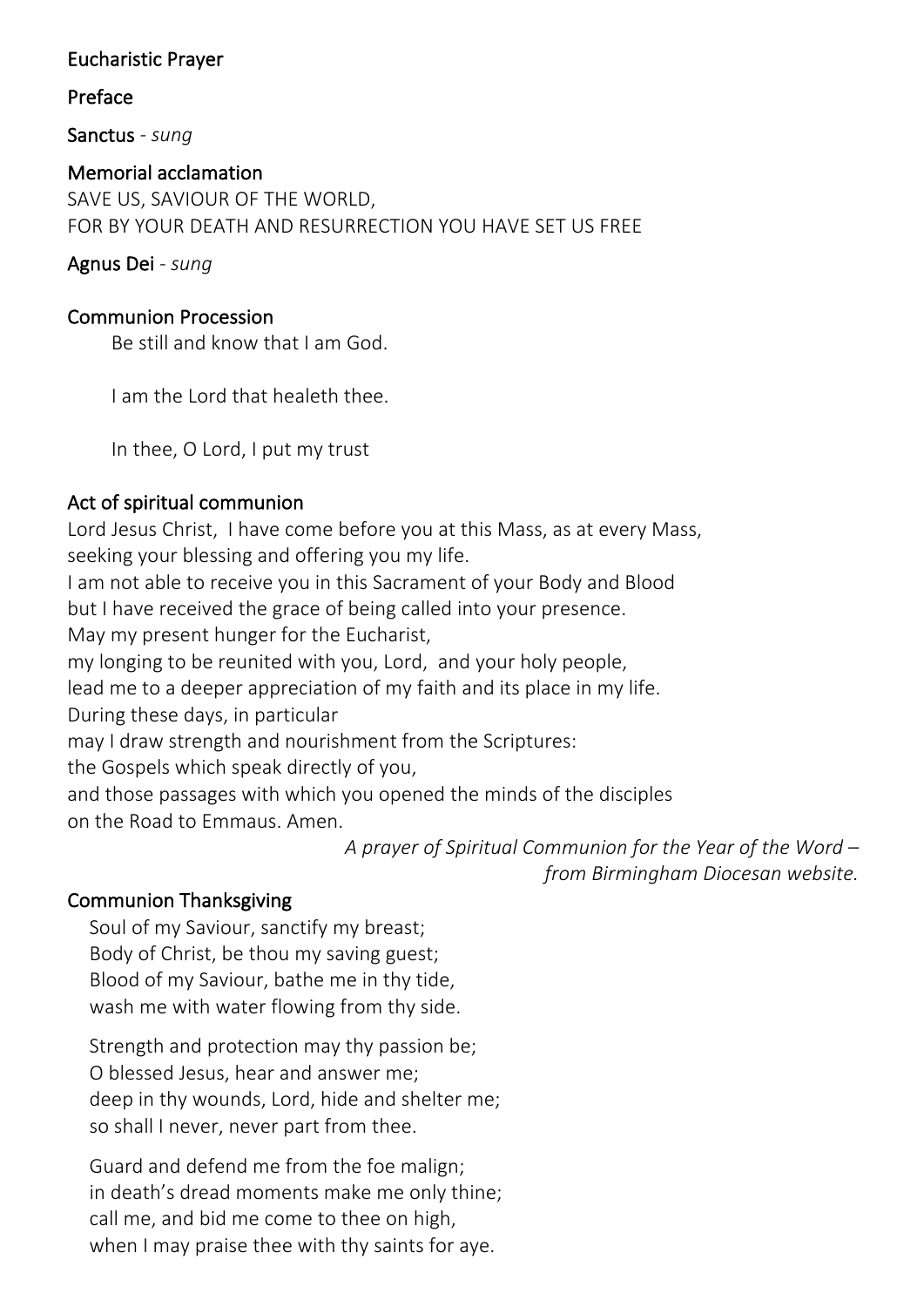**Eucharistic Prayer**

**Preface**

**Sanctus** - *sung*

**Memorial acclamation**

SAVE US, SAVIOUR OF THE WORLD,
FOR BY YOUR DEATH AND RESURRECTION YOU HAVE SET US FREE

**Agnus Dei** - *sung*

**Communion Procession**

Be still and know that I am God.

I am the Lord that healeth thee.

In thee, O Lord, I put my trust

**Act of spiritual communion**

Lord Jesus Christ, I have come before you at this Mass, as at every Mass,
seeking your blessing and offering you my life.
I am not able to receive you in this Sacrament of your Body and Blood
but I have received the grace of being called into your presence.
May my present hunger for the Eucharist,
my longing to be reunited with you, Lord, and your holy people,
lead me to a deeper appreciation of my faith and its place in my life.
During these days, in particular
may I draw strength and nourishment from the Scriptures:
the Gospels which speak directly of you,
and those passages with which you opened the minds of the disciples
on the Road to Emmaus. Amen.

*A prayer of Spiritual Communion for the Year of the Word – from Birmingham Diocesan website.*

**Communion Thanksgiving**

Soul of my Saviour, sanctify my breast;
Body of Christ, be thou my saving guest;
Blood of my Saviour, bathe me in thy tide,
wash me with water flowing from thy side.

Strength and protection may thy passion be;
O blessed Jesus, hear and answer me;
deep in thy wounds, Lord, hide and shelter me;
so shall I never, never part from thee.

Guard and defend me from the foe malign;
in death's dread moments make me only thine;
call me, and bid me come to thee on high,
when I may praise thee with thy saints for aye.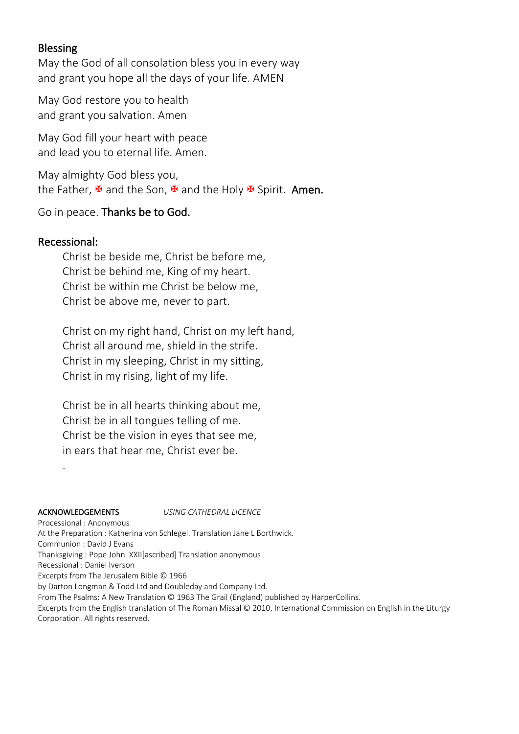## Blessing

May the God of all consolation bless you in every way
and grant you hope all the days of your life. AMEN

May God restore you to health
and grant you salvation. Amen

May God fill your heart with peace
and lead you to eternal life. Amen.

May almighty God bless you,
the Father, ✠ and the Son, ✠ and the Holy ✠ Spirit. **Amen.**

Go in peace. **Thanks be to God.**

## Recessional:

Christ be beside me, Christ be before me,
Christ be behind me, King of my heart.
Christ be within me Christ be below me,
Christ be above me, never to part.

Christ on my right hand, Christ on my left hand,
Christ all around me, shield in the strife.
Christ in my sleeping, Christ in my sitting,
Christ in my rising, light of my life.

Christ be in all hearts thinking about me,
Christ be in all tongues telling of me.
Christ be the vision in eyes that see me,
in ears that hear me, Christ ever be.

.

**ACKNOWLEDGEMENTS** *USING CATHEDRAL LICENCE*

Processional : Anonymous
At the Preparation : Katherina von Schlegel. Translation Jane L Borthwick.
Communion : David J Evans
Thanksgiving : Pope John XXII[ascribed] Translation anonymous
Recessional : Daniel Iverson
Excerpts from The Jerusalem Bible © 1966
by Darton Longman & Todd Ltd and Doubleday and Company Ltd.
From The Psalms: A New Translation © 1963 The Grail (England) published by HarperCollins.
Excerpts from the English translation of The Roman Missal © 2010, International Commission on English in the Liturgy Corporation. All rights reserved.